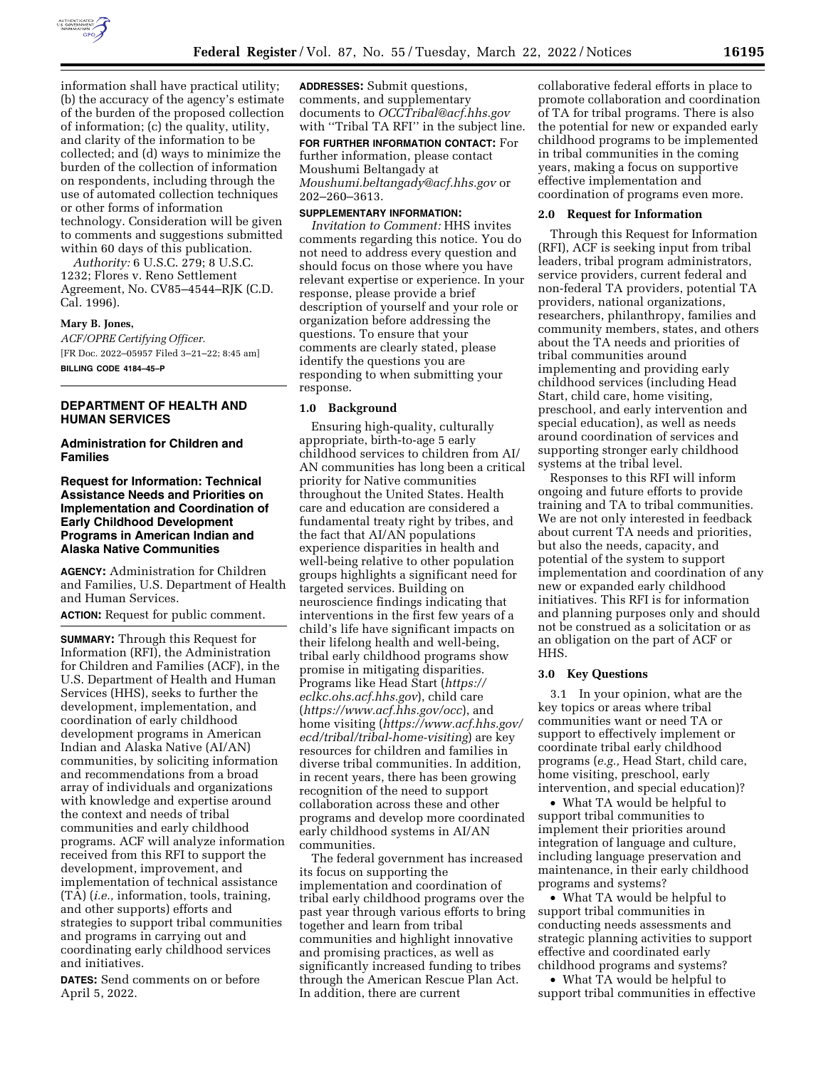information shall have practical utility; (b) the accuracy of the agency's estimate of the burden of the proposed collection of information; (c) the quality, utility, and clarity of the information to be collected; and (d) ways to minimize the burden of the collection of information on respondents, including through the use of automated collection techniques or other forms of information technology. Consideration will be given to comments and suggestions submitted within 60 days of this publication.

*Authority:* 6 U.S.C. 279; 8 U.S.C. 1232; Flores v. Reno Settlement Agreement, No. CV85–4544–RJK (C.D. Cal. 1996).

**Mary B. Jones,**

*ACF/OPRE Certifying Officer.*

[FR Doc. 2022–05957 Filed 3–21–22; 8:45 am]

**BILLING CODE 4184–45–P**

## DEPARTMENT OF HEALTH AND HUMAN SERVICES

### Administration for Children and Families

### Request for Information: Technical Assistance Needs and Priorities on Implementation and Coordination of Early Childhood Development Programs in American Indian and Alaska Native Communities

**AGENCY:** Administration for Children and Families, U.S. Department of Health and Human Services.

**ACTION:** Request for public comment.

**SUMMARY:** Through this Request for Information (RFI), the Administration for Children and Families (ACF), in the U.S. Department of Health and Human Services (HHS), seeks to further the development, implementation, and coordination of early childhood development programs in American Indian and Alaska Native (AI/AN) communities, by soliciting information and recommendations from a broad array of individuals and organizations with knowledge and expertise around the context and needs of tribal communities and early childhood programs. ACF will analyze information received from this RFI to support the development, improvement, and implementation of technical assistance (TA) (*i.e.,* information, tools, training, and other supports) efforts and strategies to support tribal communities and programs in carrying out and coordinating early childhood services and initiatives.

**DATES:** Send comments on or before April 5, 2022.

**ADDRESSES:** Submit questions, comments, and supplementary documents to *OCCTribal@acf.hhs.gov* with ''Tribal TA RFI'' in the subject line.

**FOR FURTHER INFORMATION CONTACT:** For further information, please contact Moushumi Beltangady at *Moushumi.beltangady@acf.hhs.gov* or 202–260–3613.

**SUPPLEMENTARY INFORMATION:**

*Invitation to Comment:* HHS invites comments regarding this notice. You do not need to address every question and should focus on those where you have relevant expertise or experience. In your response, please provide a brief description of yourself and your role or organization before addressing the questions. To ensure that your comments are clearly stated, please identify the questions you are responding to when submitting your response.

**1.0 Background**

Ensuring high-quality, culturally appropriate, birth-to-age 5 early childhood services to children from AI/AN communities has long been a critical priority for Native communities throughout the United States. Health care and education are considered a fundamental treaty right by tribes, and the fact that AI/AN populations experience disparities in health and well-being relative to other population groups highlights a significant need for targeted services. Building on neuroscience findings indicating that interventions in the first few years of a child's life have significant impacts on their lifelong health and well-being, tribal early childhood programs show promise in mitigating disparities. Programs like Head Start (*https://eclkc.ohs.acf.hhs.gov*), child care (*https://www.acf.hhs.gov/occ*), and home visiting (*https://www.acf.hhs.gov/ecd/tribal/tribal-home-visiting*) are key resources for children and families in diverse tribal communities. In addition, in recent years, there has been growing recognition of the need to support collaboration across these and other programs and develop more coordinated early childhood systems in AI/AN communities.

The federal government has increased its focus on supporting the implementation and coordination of tribal early childhood programs over the past year through various efforts to bring together and learn from tribal communities and highlight innovative and promising practices, as well as significantly increased funding to tribes through the American Rescue Plan Act. In addition, there are current collaborative federal efforts in place to promote collaboration and coordination of TA for tribal programs. There is also the potential for new or expanded early childhood programs to be implemented in tribal communities in the coming years, making a focus on supportive effective implementation and coordination of programs even more.

**2.0 Request for Information**

Through this Request for Information (RFI), ACF is seeking input from tribal leaders, tribal program administrators, service providers, current federal and non-federal TA providers, potential TA providers, national organizations, researchers, philanthropy, families and community members, states, and others about the TA needs and priorities of tribal communities around implementing and providing early childhood services (including Head Start, child care, home visiting, preschool, and early intervention and special education), as well as needs around coordination of services and supporting stronger early childhood systems at the tribal level.

Responses to this RFI will inform ongoing and future efforts to provide training and TA to tribal communities. We are not only interested in feedback about current TA needs and priorities, but also the needs, capacity, and potential of the system to support implementation and coordination of any new or expanded early childhood initiatives. This RFI is for information and planning purposes only and should not be construed as a solicitation or as an obligation on the part of ACF or HHS.

**3.0 Key Questions**

3.1 In your opinion, what are the key topics or areas where tribal communities want or need TA or support to effectively implement or coordinate tribal early childhood programs (*e.g.,* Head Start, child care, home visiting, preschool, early intervention, and special education)?

- What TA would be helpful to support tribal communities to implement their priorities around integration of language and culture, including language preservation and maintenance, in their early childhood programs and systems?
- What TA would be helpful to support tribal communities in conducting needs assessments and strategic planning activities to support effective and coordinated early childhood programs and systems?
- What TA would be helpful to support tribal communities in effective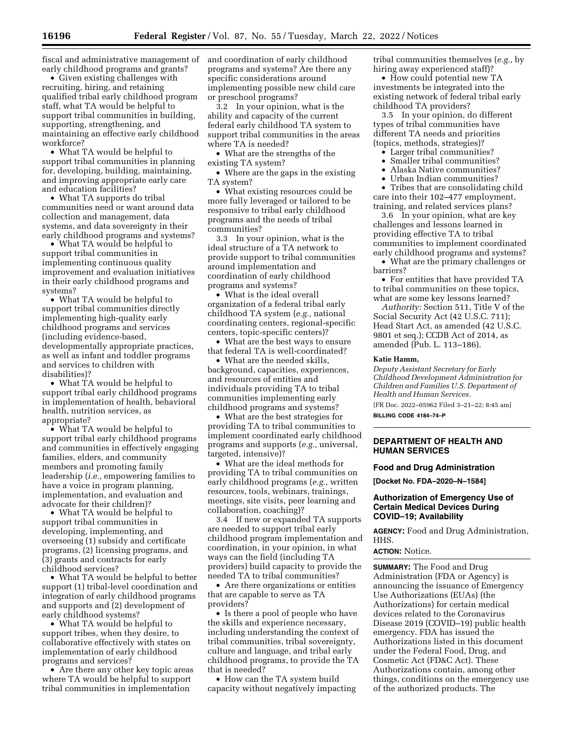fiscal and administrative management of early childhood programs and grants?

- Given existing challenges with recruiting, hiring, and retaining qualified tribal early childhood program staff, what TA would be helpful to support tribal communities in building, supporting, strengthening, and maintaining an effective early childhood workforce?
- What TA would be helpful to support tribal communities in planning for, developing, building, maintaining, and improving appropriate early care and education facilities?
- What TA supports do tribal communities need or want around data collection and management, data systems, and data sovereignty in their early childhood programs and systems?
- What TA would be helpful to support tribal communities in implementing continuous quality improvement and evaluation initiatives in their early childhood programs and systems?
- What TA would be helpful to support tribal communities directly implementing high-quality early childhood programs and services (including evidence-based, developmentally appropriate practices, as well as infant and toddler programs and services to children with disabilities)?
- What TA would be helpful to support tribal early childhood programs in implementation of health, behavioral health, nutrition services, as appropriate?
- What TA would be helpful to support tribal early childhood programs and communities in effectively engaging families, elders, and community members and promoting family leadership (*i.e.,* empowering families to have a voice in program planning, implementation, and evaluation and advocate for their children)?
- What TA would be helpful to support tribal communities in developing, implementing, and overseeing (1) subsidy and certificate programs, (2) licensing programs, and (3) grants and contracts for early childhood services?
- What TA would be helpful to better support (1) tribal-level coordination and integration of early childhood programs and supports and (2) development of early childhood systems?
- What TA would be helpful to support tribes, when they desire, to collaborative effectively with states on implementation of early childhood programs and services?
- Are there any other key topic areas where TA would be helpful to support tribal communities in implementation and coordination of early childhood programs and systems? Are there any specific considerations around implementing possible new child care or preschool programs?

3.2 In your opinion, what is the ability and capacity of the current federal early childhood TA system to support tribal communities in the areas where TA is needed?

- What are the strengths of the existing TA system?
- Where are the gaps in the existing TA system?
- What existing resources could be more fully leveraged or tailored to be responsive to tribal early childhood programs and the needs of tribal communities?

3.3 In your opinion, what is the ideal structure of a TA network to provide support to tribal communities around implementation and coordination of early childhood programs and systems?

- What is the ideal overall organization of a federal tribal early childhood TA system (*e.g.,* national coordinating centers, regional-specific centers, topic-specific centers)?
- What are the best ways to ensure that federal TA is well-coordinated?
- What are the needed skills, background, capacities, experiences, and resources of entities and individuals providing TA to tribal communities implementing early childhood programs and systems?
- What are the best strategies for providing TA to tribal communities to implement coordinated early childhood programs and supports (*e.g.,* universal, targeted, intensive)?
- What are the ideal methods for providing TA to tribal communities on early childhood programs (*e.g.,* written resources, tools, webinars, trainings, meetings, site visits, peer learning and collaboration, coaching)?

3.4 If new or expanded TA supports are needed to support tribal early childhood program implementation and coordination, in your opinion, in what ways can the field (including TA providers) build capacity to provide the needed TA to tribal communities?

- Are there organizations or entities that are capable to serve as TA providers?
- Is there a pool of people who have the skills and experience necessary, including understanding the context of tribal communities, tribal sovereignty, culture and language, and tribal early childhood programs, to provide the TA that is needed?
- How can the TA system build capacity without negatively impacting tribal communities themselves (*e.g.,* by hiring away experienced staff)?
- How could potential new TA investments be integrated into the existing network of federal tribal early childhood TA providers?

3.5 In your opinion, do different types of tribal communities have different TA needs and priorities (topics, methods, strategies)?

- Larger tribal communities?
- Smaller tribal communities?
- Alaska Native communities?
- Urban Indian communities?
- Tribes that are consolidating child care into their 102–477 employment, training, and related services plans?

3.6 In your opinion, what are key challenges and lessons learned in providing effective TA to tribal communities to implement coordinated early childhood programs and systems?

- What are the primary challenges or barriers?
- For entities that have provided TA to tribal communities on these topics, what are some key lessons learned?

*Authority:* Section 511, Title V of the Social Security Act (42 U.S.C. 711); Head Start Act, as amended (42 U.S.C. 9801 et seq.); CCDB Act of 2014, as amended (Pub. L. 113–186).

**Katie Hamm,**

*Deputy Assistant Secretary for Early Childhood Development Administration for Children and Families U.S. Department of Health and Human Services.*

[FR Doc. 2022–05962 Filed 3–21–22; 8:45 am]

**BILLING CODE 4184–74–P**

## DEPARTMENT OF HEALTH AND HUMAN SERVICES

### Food and Drug Administration

**[Docket No. FDA–2020–N–1584]**

### Authorization of Emergency Use of Certain Medical Devices During COVID–19; Availability

**AGENCY:** Food and Drug Administration, HHS.

**ACTION:** Notice.

**SUMMARY:** The Food and Drug Administration (FDA or Agency) is announcing the issuance of Emergency Use Authorizations (EUAs) (the Authorizations) for certain medical devices related to the Coronavirus Disease 2019 (COVID–19) public health emergency. FDA has issued the Authorizations listed in this document under the Federal Food, Drug, and Cosmetic Act (FD&C Act). These Authorizations contain, among other things, conditions on the emergency use of the authorized products. The